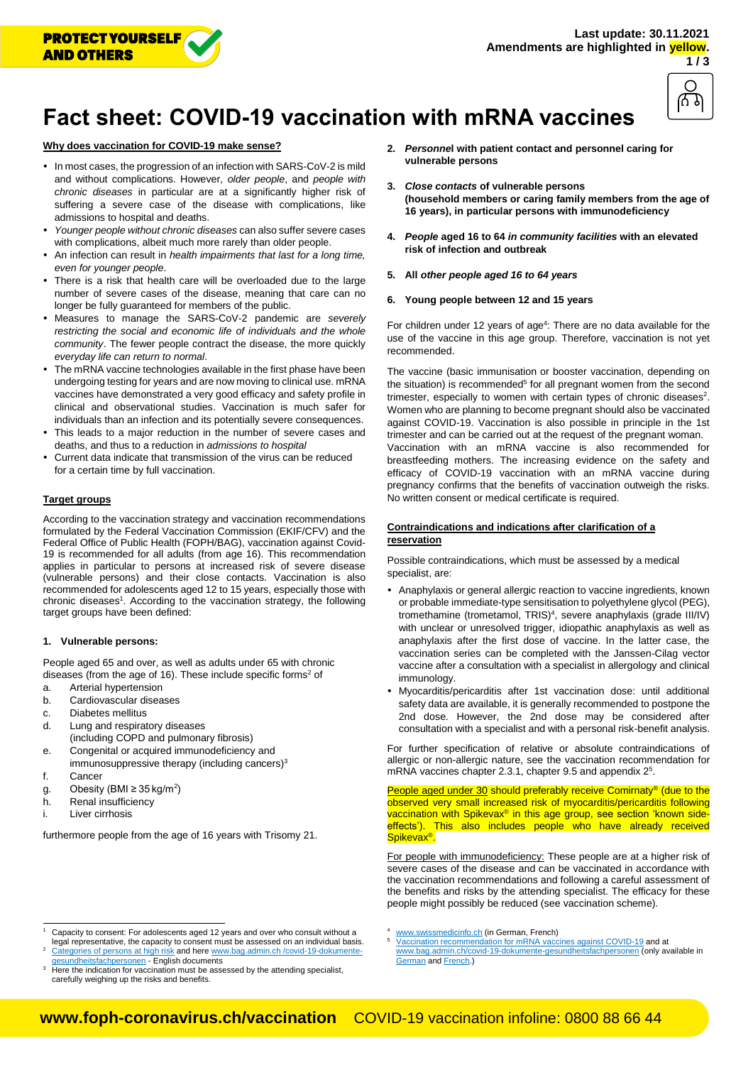PROTECT YOURSELF AND OTHERS

**Last update: 30.11.2021**
**Amendments are highlighted in yellow.**

# Fact sheet: COVID-19 vaccination with mRNA vaccines

## Why does vaccination for COVID-19 make sense?

- In most cases, the progression of an infection with SARS-CoV-2 is mild and without complications. However, *older people*, and *people with chronic diseases* in particular are at a significantly higher risk of suffering a severe case of the disease with complications, like admissions to hospital and deaths.
- *Younger people without chronic diseases* can also suffer severe cases with complications, albeit much more rarely than older people.
- An infection can result in *health impairments that last for a long time, even for younger people*.
- There is a risk that health care will be overloaded due to the large number of severe cases of the disease, meaning that care can no longer be fully guaranteed for members of the public.
- Measures to manage the SARS-CoV-2 pandemic are *severely restricting the social and economic life of individuals and the whole community*. The fewer people contract the disease, the more quickly *everyday life can return to normal*.
- The mRNA vaccine technologies available in the first phase have been undergoing testing for years and are now moving to clinical use. mRNA vaccines have demonstrated a very good efficacy and safety profile in clinical and observational studies. Vaccination is much safer for individuals than an infection and its potentially severe consequences.
- This leads to a major reduction in the number of severe cases and deaths, and thus to a reduction in *admissions to hospital*
- Current data indicate that transmission of the virus can be reduced for a certain time by full vaccination.

## Target groups

According to the vaccination strategy and vaccination recommendations formulated by the Federal Vaccination Commission (EKIF/CFV) and the Federal Office of Public Health (FOPH/BAG), vaccination against Covid-19 is recommended for all adults (from age 16). This recommendation applies in particular to persons at increased risk of severe disease (vulnerable persons) and their close contacts. Vaccination is also recommended for adolescents aged 12 to 15 years, especially those with chronic diseases[1]. According to the vaccination strategy, the following target groups have been defined:

**1. Vulnerable persons:**

People aged 65 and over, as well as adults under 65 with chronic diseases (from the age of 16). These include specific forms[2] of

a. Arterial hypertension
b. Cardiovascular diseases
c. Diabetes mellitus
d. Lung and respiratory diseases (including COPD and pulmonary fibrosis)
e. Congenital or acquired immunodeficiency and immunosuppressive therapy (including cancers)[3]
f. Cancer
g. Obesity (BMI ≥ 35 kg/m$^2$)
h. Renal insufficiency
i. Liver cirrhosis

furthermore people from the age of 16 years with Trisomy 21.

**2. *Personne*l with patient contact and personnel caring for vulnerable persons**

**3. *Close contacts* of vulnerable persons (household members or caring family members from the age of 16 years), in particular persons with immunodeficiency**

**4. *People* aged 16 to 64 *in community facilities* with an elevated risk of infection and outbreak**

**5. All *other people aged 16 to 64 years***

**6. Young people between 12 and 15 years**

For children under 12 years of age[4]: There are no data available for the use of the vaccine in this age group. Therefore, vaccination is not yet recommended.

The vaccine (basic immunisation or booster vaccination, depending on the situation) is recommended[5] for all pregnant women from the second trimester, especially to women with certain types of chronic diseases[2]. Women who are planning to become pregnant should also be vaccinated against COVID-19. Vaccination is also possible in principle in the 1st trimester and can be carried out at the request of the pregnant woman. Vaccination with an mRNA vaccine is also recommended for breastfeeding mothers. The increasing evidence on the safety and efficacy of COVID-19 vaccination with an mRNA vaccine during pregnancy confirms that the benefits of vaccination outweigh the risks. No written consent or medical certificate is required.

## Contraindications and indications after clarification of a reservation

Possible contraindications, which must be assessed by a medical specialist, are:

- Anaphylaxis or general allergic reaction to vaccine ingredients, known or probable immediate-type sensitisation to polyethylene glycol (PEG), tromethamine (trometamol, TRIS)[4], severe anaphylaxis (grade III/IV) with unclear or unresolved trigger, idiopathic anaphylaxis as well as anaphylaxis after the first dose of vaccine. In the latter case, the vaccination series can be completed with the Janssen-Cilag vector vaccine after a consultation with a specialist in allergology and clinical immunology.
- Myocarditis/pericarditis after 1st vaccination dose: until additional safety data are available, it is generally recommended to postpone the 2nd dose. However, the 2nd dose may be considered after consultation with a specialist and with a personal risk-benefit analysis.

For further specification of relative or absolute contraindications of allergic or non-allergic nature, see the vaccination recommendation for mRNA vaccines chapter 2.3.1, chapter 9.5 and appendix 2[5].

People aged under 30 should preferably receive Comirnaty® (due to the observed very small increased risk of myocarditis/pericarditis following vaccination with Spikevax® in this age group, see section 'known side-effects'). This also includes people who have already received Spikevax®.

For people with immunodeficiency: These people are at a higher risk of severe cases of the disease and can be vaccinated in accordance with the vaccination recommendations and following a careful assessment of the benefits and risks by the attending specialist. The efficacy for these people might possibly be reduced (see vaccination scheme).

---

[1] Capacity to consent: For adolescents aged 12 years and over who consult without a legal representative, the capacity to consent must be assessed on an individual basis.
[2] Categories of persons at high risk and here www.bag.admin.ch /covid-19-dokumente-gesundheitsfachpersonen - English documents
[3] Here the indication for vaccination must be assessed by the attending specialist, carefully weighing up the risks and benefits.
[4] www.swissmedicinfo.ch (in German, French)
[5] Vaccination recommendation for mRNA vaccines against COVID-19 and at www.bag.admin.ch/covid-19-dokumente-gesundheitsfachpersonen (only available in German and French.)

**www.foph-coronavirus.ch/vaccination** COVID-19 vaccination infoline: 0800 88 66 44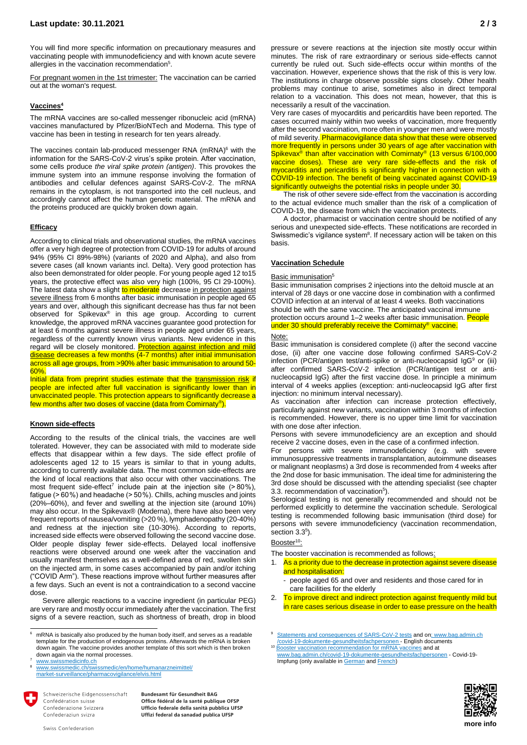You will find more specific information on precautionary measures and vaccinating people with immunodeficiency and with known acute severe allergies in the vaccination recommendation[5].

For pregnant women in the 1st trimester: The vaccination can be carried out at the woman's request.

## Vaccines[4]

The mRNA vaccines are so-called messenger ribonucleic acid (mRNA) vaccines manufactured by Pfizer/BioNTech and Moderna. This type of vaccine has been in testing in research for ten years already.

The vaccines contain lab-produced messenger RNA (mRNA)[6] with the information for the SARS-CoV-2 virus's spike protein. After vaccination, some cells produce *the viral spike protein (antigen)*. This provokes the immune system into an immune response involving the formation of antibodies and cellular defences against SARS-CoV-2. The mRNA remains in the cytoplasm, is not transported into the cell nucleus, and accordingly cannot affect the human genetic material. The mRNA and the proteins produced are quickly broken down again.

## Efficacy

According to clinical trials and observational studies, the mRNA vaccines offer a very high degree of protection from COVID-19 for adults of around 94% (95% CI 89%-98%) (variants of 2020 and Alpha), and also from severe cases (all known variants incl. Delta). Very good protection has also been demonstrated for older people. For young people aged 12 to15 years, the protective effect was also very high (100%, 95 CI 29-100%). The latest data show a slight to moderate decrease in protection against severe illness from 6 months after basic immunisation in people aged 65 years and over, although this significant decrease has thus far not been observed for Spikevax® in this age group. According to current knowledge, the approved mRNA vaccines guarantee good protection for at least 6 months against severe illness in people aged under 65 years, regardless of the currently known virus variants. New evidence in this regard will be closely monitored. Protection against infection and mild disease decreases a few months (4-7 months) after initial immunisation across all age groups, from >90% after basic immunisation to around 50-60%.

Initial data from preprint studies estimate that the transmission risk if people are infected after full vaccination is significantly lower than in unvaccinated people. This protection appears to significantly decrease a few months after two doses of vaccine (data from Comirnaty®).

## Known side-effects

According to the results of the clinical trials, the vaccines are well tolerated. However, they can be associated with mild to moderate side effects that disappear within a few days. The side effect profile of adolescents aged 12 to 15 years is similar to that in young adults, according to currently available data. The most common side-effects are the kind of local reactions that also occur with other vaccinations. The most frequent side-effect[7] include pain at the injection site (> 80%), fatigue (> 60%) and headache (> 50%). Chills, aching muscles and joints (20%–60%), and fever and swelling at the injection site (around 10%) may also occur. In the Spikevax® (Moderna), there have also been very frequent reports of nausea/vomiting (>20 %), lymphadenopathy (20-40%) and redness at the injection site (10-30%). According to reports, increased side effects were observed following the second vaccine dose. Older people display fewer side-effects. Delayed local inoffensive reactions were observed around one week after the vaccination and usually manifest themselves as a well-defined area of red, swollen skin on the injected arm, in some cases accompanied by pain and/or itching ("COVID Arm"). These reactions improve without further measures after a few days. Such an event is not a contraindication to a second vaccine dose.

Severe allergic reactions to a vaccine ingredient (in particular PEG) are very rare and mostly occur immediately after the vaccination. The first signs of a severe reaction, such as shortness of breath, drop in blood pressure or severe reactions at the injection site mostly occur within minutes. The risk of rare extraordinary or serious side-effects cannot currently be ruled out. Such side-effects occur within months of the vaccination. However, experience shows that the risk of this is very low. The institutions in charge observe possible signs closely. Other health problems may continue to arise, sometimes also in direct temporal relation to a vaccination. This does not mean, however, that this is necessarily a result of the vaccination.

Very rare cases of myocarditis and pericarditis have been reported. The cases occurred mainly within two weeks of vaccination, more frequently after the second vaccination, more often in younger men and were mostly of mild severity. Pharmacovigilance data show that these were observed more frequently in persons under 30 years of age after vaccination with Spikevax® than after vaccination with Comirnaty® (13 versus 6/100,000 vaccine doses). These are very rare side-effects and the risk of myocarditis and pericarditis is significantly higher in connection with a COVID-19 infection. The benefit of being vaccinated against COVID-19 significantly outweighs the potential risks in people under 30.

The risk of other severe side-effect from the vaccination is according to the actual evidence much smaller than the risk of a complication of COVID-19, the disease from which the vaccination protects.

A doctor, pharmacist or vaccination centre should be notified of any serious and unexpected side-effects. These notifications are recorded in Swissmedic's vigilance system[8]. If necessary action will be taken on this basis.

## Vaccination Schedule

### Basic immunisation[5]

Basic immunisation comprises 2 injections into the deltoid muscle at an interval of 28 days or one vaccine dose in combination with a confirmed COVID infection at an interval of at least 4 weeks. Both vaccinations should be with the same vaccine. The anticipated vaccinal immune protection occurs around 1–2 weeks after basic immunisation. People under 30 should preferably receive the Comirnaty® vaccine.

Note:

Basic immunisation is considered complete (i) after the second vaccine dose, (ii) after one vaccine dose following confirmed SARS-CoV-2 infection (PCR/antigen test/anti-spike or anti-nucleocapsid IgG[9] or (iii) after confirmed SARS-CoV-2 infection (PCR/antigen test or anti-nucleocapsid IgG) after the first vaccine dose. In principle a minimum interval of 4 weeks applies (exception: anti-nucleocapsid IgG after first injection: no minimum interval necessary).

As vaccination after infection can increase protection effectively, particularly against new variants, vaccination within 3 months of infection is recommended. However, there is no upper time limit for vaccination with one dose after infection.

Persons with severe immunodeficiency are an exception and should receive 2 vaccine doses, even in the case of a confirmed infection.

For persons with severe immunodeficiency (e.g. with severe immunosuppressive treatments in transplantation, autoimmune diseases or malignant neoplasms) a 3rd dose is recommended from 4 weeks after the 2nd dose for basic immunisation. The ideal time for administering the 3rd dose should be discussed with the attending specialist (see chapter 3.3. recommendation of vaccination[5]).

Serological testing is not generally recommended and should not be performed explicitly to determine the vaccination schedule. Serological testing is recommended following basic immunisation (third dose) for persons with severe immunodeficiency (vaccination recommendation, section 3.3[5]).

### Booster[10]:

The booster vaccination is recommended as follows:

1. As a priority due to the decrease in protection against severe disease and hospitalisation:
   - people aged 65 and over and residents and those cared for in care facilities for the elderly
2. To improve direct and indirect protection against frequently mild but in rare cases serious disease in order to ease pressure on the health

---

[6] mRNA is basically also produced by the human body itself, and serves as a readable template for the production of endogenous proteins. Afterwards the mRNA is broken down again. The vaccine provides another template of this sort which is then broken down again via the normal processes.

[7] www.swissmedicinfo.ch

[8] www.swissmedic.ch/swissmedic/en/home/humanarzneimittel/market-surveillance/pharmacovigilance/elvis.html

[9] Statements and consequences of SARS-CoV-2 tests and on: www.bag.admin.ch/covid-19-dokumente-gesundheitsfachpersonen - English documents

[10] Booster vaccination recommendation for mRNA vaccines and at www.bag.admin.ch/covid-19-dokumente-gesundheitsfachpersonen - Covid-19-Impfung (only available in German and French)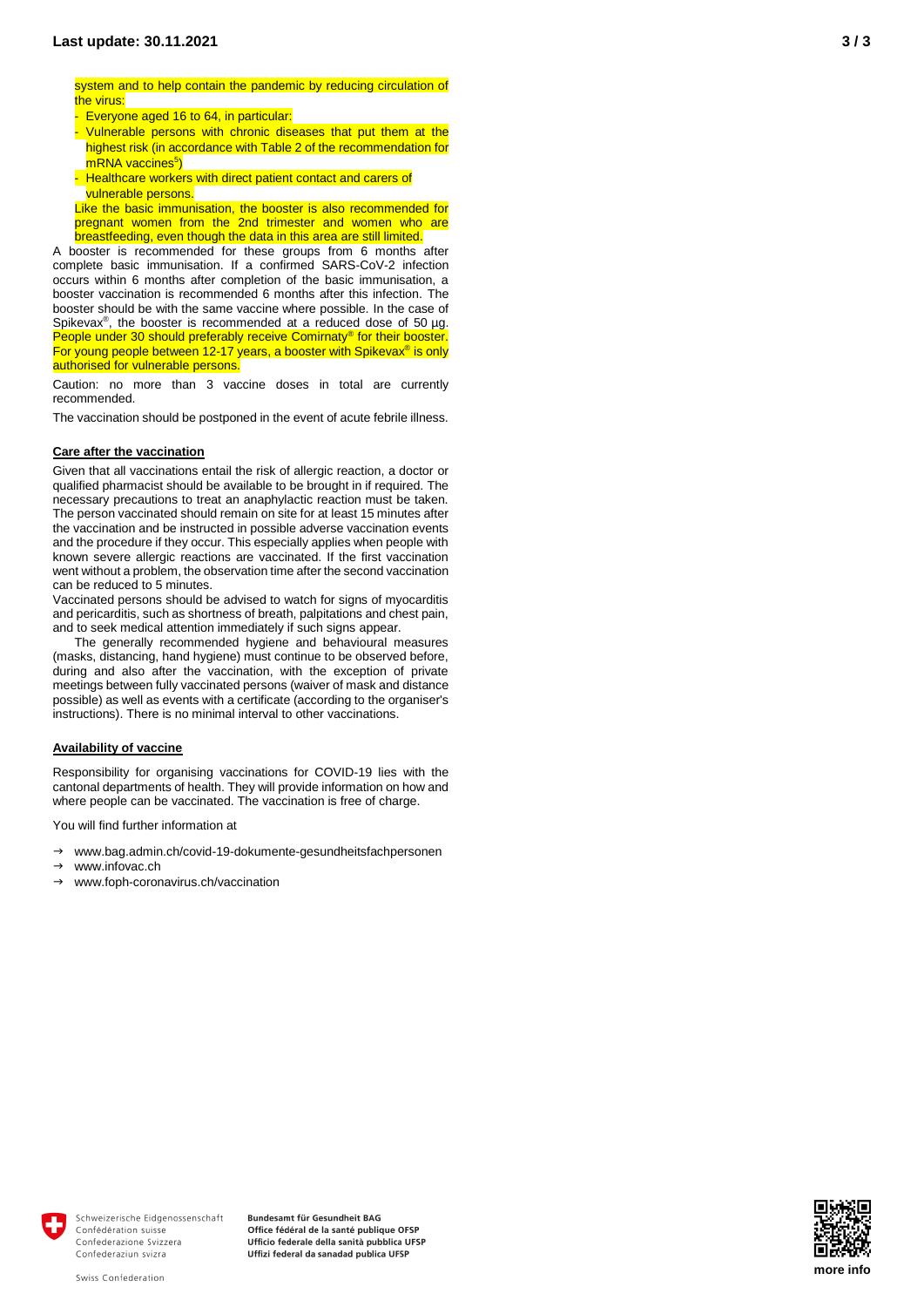system and to help contain the pandemic by reducing circulation of the virus:

- Everyone aged 16 to 64, in particular:
- Vulnerable persons with chronic diseases that put them at the highest risk (in accordance with Table 2 of the recommendation for mRNA vaccines[5])
- Healthcare workers with direct patient contact and carers of vulnerable persons.

Like the basic immunisation, the booster is also recommended for pregnant women from the 2nd trimester and women who are breastfeeding, even though the data in this area are still limited.

A booster is recommended for these groups from 6 months after complete basic immunisation. If a confirmed SARS-CoV-2 infection occurs within 6 months after completion of the basic immunisation, a booster vaccination is recommended 6 months after this infection. The booster should be with the same vaccine where possible. In the case of Spikevax®, the booster is recommended at a reduced dose of 50 µg. People under 30 should preferably receive Comirnaty® for their booster. For young people between 12-17 years, a booster with Spikevax® is only authorised for vulnerable persons.

Caution: no more than 3 vaccine doses in total are currently recommended.

The vaccination should be postponed in the event of acute febrile illness.

## Care after the vaccination

Given that all vaccinations entail the risk of allergic reaction, a doctor or qualified pharmacist should be available to be brought in if required. The necessary precautions to treat an anaphylactic reaction must be taken. The person vaccinated should remain on site for at least 15 minutes after the vaccination and be instructed in possible adverse vaccination events and the procedure if they occur. This especially applies when people with known severe allergic reactions are vaccinated. If the first vaccination went without a problem, the observation time after the second vaccination can be reduced to 5 minutes.

Vaccinated persons should be advised to watch for signs of myocarditis and pericarditis, such as shortness of breath, palpitations and chest pain, and to seek medical attention immediately if such signs appear.

The generally recommended hygiene and behavioural measures (masks, distancing, hand hygiene) must continue to be observed before, during and also after the vaccination, with the exception of private meetings between fully vaccinated persons (waiver of mask and distance possible) as well as events with a certificate (according to the organiser's instructions). There is no minimal interval to other vaccinations.

## Availability of vaccine

Responsibility for organising vaccinations for COVID-19 lies with the cantonal departments of health. They will provide information on how and where people can be vaccinated. The vaccination is free of charge.

You will find further information at

→ www.bag.admin.ch/covid-19-dokumente-gesundheitsfachpersonen
→ www.infovac.ch
→ www.foph-coronavirus.ch/vaccination

Schweizerische Eidgenossenschaft
Confédération suisse
Confederazione Svizzera
Confederaziun svizra

Swiss Confederation

**Bundesamt für Gesundheit BAG**
**Office fédéral de la santé publique OFSP**
**Ufficio federale della sanità pubblica UFSP**
**Uffizi federal da sanadad publica UFSP**

**more info**